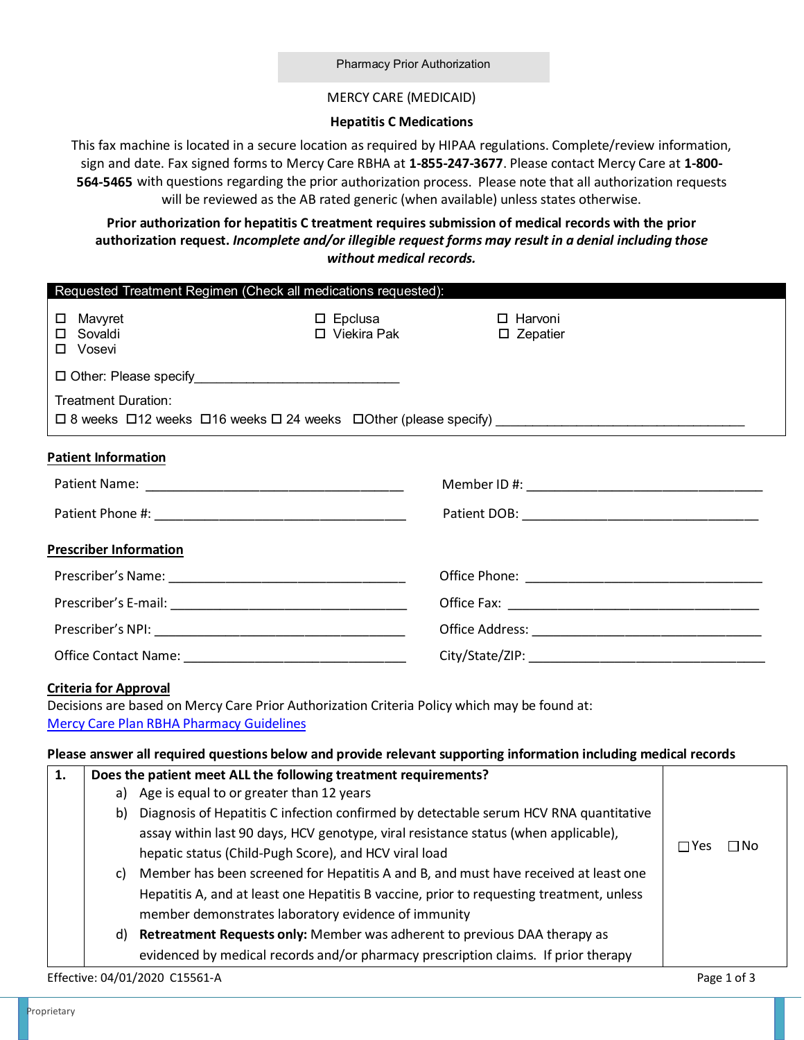Pharmacy Prior Authorization

MERCY CARE (MEDICAID)

**Hepatitis C Medications**

This fax machine is located in a secure location as required by HIPAA regulations. Complete/review information, sign and date. Fax signed forms to Mercy Care RBHA at **1-855-247-3677**. Please contact Mercy Care at **1-800-564-5465** with questions regarding the prior authorization process. Please note that all authorization requests will be reviewed as the AB rated generic (when available) unless states otherwise.

**Prior authorization for hepatitis C treatment requires submission of medical records with the prior authorization request.** ***Incomplete and/or illegible request forms may result in a denial including those without medical records.***

**Requested Treatment Regimen (Check all medications requested):**

☐ Mavyret
☐ Sovaldi
☐ Vosevi
☐ Epclusa
☐ Viekira Pak
☐ Harvoni
☐ Zepatier

☐ Other: Please specify_____________________________

Treatment Duration:
☐ 8 weeks ☐ 12 weeks ☐ 16 weeks ☐ 24 weeks ☐ Other (please specify) ___________________________________

## Patient Information

Patient Name: ___________________________________

Member ID #: ________________________________

Patient Phone #: _________________________________

Patient DOB: ________________________________

## Prescriber Information

Prescriber's Name: ________________________________

Office Phone: ________________________________

Prescriber's E-mail: ________________________________

Office Fax: __________________________________

Prescriber's NPI: ___________________________________

Office Address: ________________________________

Office Contact Name: ______________________________

City/State/ZIP: ________________________________

## Criteria for Approval

Decisions are based on Mercy Care Prior Authorization Criteria Policy which may be found at:
Mercy Care Plan RBHA Pharmacy Guidelines

**Please answer all required questions below and provide relevant supporting information including medical records**

| | | |
|---|---|---|
| **1.** | **Does the patient meet ALL the following treatment requirements?**<br>a) Age is equal to or greater than 12 years<br>b) Diagnosis of Hepatitis C infection confirmed by detectable serum HCV RNA quantitative assay within last 90 days, HCV genotype, viral resistance status (when applicable), hepatic status (Child-Pugh Score), and HCV viral load<br>c) Member has been screened for Hepatitis A and B, and must have received at least one Hepatitis A, and at least one Hepatitis B vaccine, prior to requesting treatment, unless member demonstrates laboratory evidence of immunity<br>d) **Retreatment Requests only:** Member was adherent to previous DAA therapy as evidenced by medical records and/or pharmacy prescription claims. If prior therapy | ☐ Yes ☐ No |

Effective: 04/01/2020 C15561-A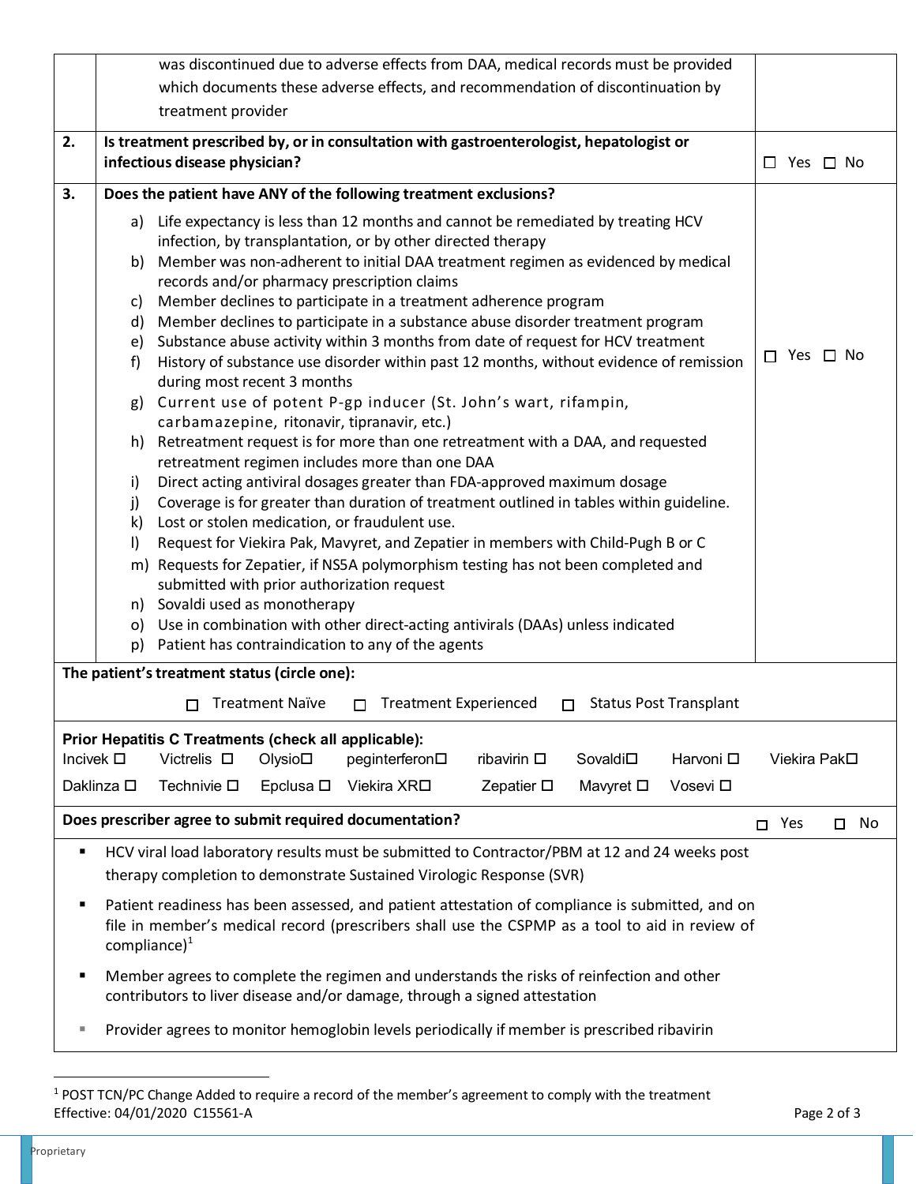| | | |
|---|---|---|
| | was discontinued due to adverse effects from DAA, medical records must be provided which documents these adverse effects, and recommendation of discontinuation by treatment provider | |
| **2.** | **Is treatment prescribed by, or in consultation with gastroenterologist, hepatologist or infectious disease physician?** | ☐ Yes ☐ No |
| **3.** | **Does the patient have ANY of the following treatment exclusions?**<br>a) Life expectancy is less than 12 months and cannot be remediated by treating HCV infection, by transplantation, or by other directed therapy<br>b) Member was non-adherent to initial DAA treatment regimen as evidenced by medical records and/or pharmacy prescription claims<br>c) Member declines to participate in a treatment adherence program<br>d) Member declines to participate in a substance abuse disorder treatment program<br>e) Substance abuse activity within 3 months from date of request for HCV treatment<br>f) History of substance use disorder within past 12 months, without evidence of remission during most recent 3 months<br>g) Current use of potent P-gp inducer (St. John's wart, rifampin, carbamazepine, ritonavir, tipranavir, etc.)<br>h) Retreatment request is for more than one retreatment with a DAA, and requested retreatment regimen includes more than one DAA<br>i) Direct acting antiviral dosages greater than FDA-approved maximum dosage<br>j) Coverage is for greater than duration of treatment outlined in tables within guideline.<br>k) Lost or stolen medication, or fraudulent use.<br>l) Request for Viekira Pak, Mavyret, and Zepatier in members with Child-Pugh B or C<br>m) Requests for Zepatier, if NS5A polymorphism testing has not been completed and submitted with prior authorization request<br>n) Sovaldi used as monotherapy<br>o) Use in combination with other direct-acting antivirals (DAAs) unless indicated<br>p) Patient has contraindication to any of the agents | ☐ Yes ☐ No |

**The patient's treatment status (circle one):**

☐ Treatment Naïve ☐ Treatment Experienced ☐ Status Post Transplant

**Prior Hepatitis C Treatments (check all applicable):**

Incivek ☐ Victrelis ☐ Olysio☐ peginterferon☐ ribavirin ☐ Sovaldi☐ Harvoni ☐ Viekira Pak☐
Daklinza ☐ Technivie ☐ Epclusa ☐ Viekira XR☐ Zepatier ☐ Mavyret ☐ Vosevi ☐

**Does prescriber agree to submit required documentation?** ☐ Yes ☐ No

- HCV viral load laboratory results must be submitted to Contractor/PBM at 12 and 24 weeks post therapy completion to demonstrate Sustained Virologic Response (SVR)
- Patient readiness has been assessed, and patient attestation of compliance is submitted, and on file in member's medical record (prescribers shall use the CSPMP as a tool to aid in review of compliance)[1]
- Member agrees to complete the regimen and understands the risks of reinfection and other contributors to liver disease and/or damage, through a signed attestation
- Provider agrees to monitor hemoglobin levels periodically if member is prescribed ribavirin

[1] POST TCN/PC Change Added to require a record of the member's agreement to comply with the treatment

Effective: 04/01/2020 C15561-A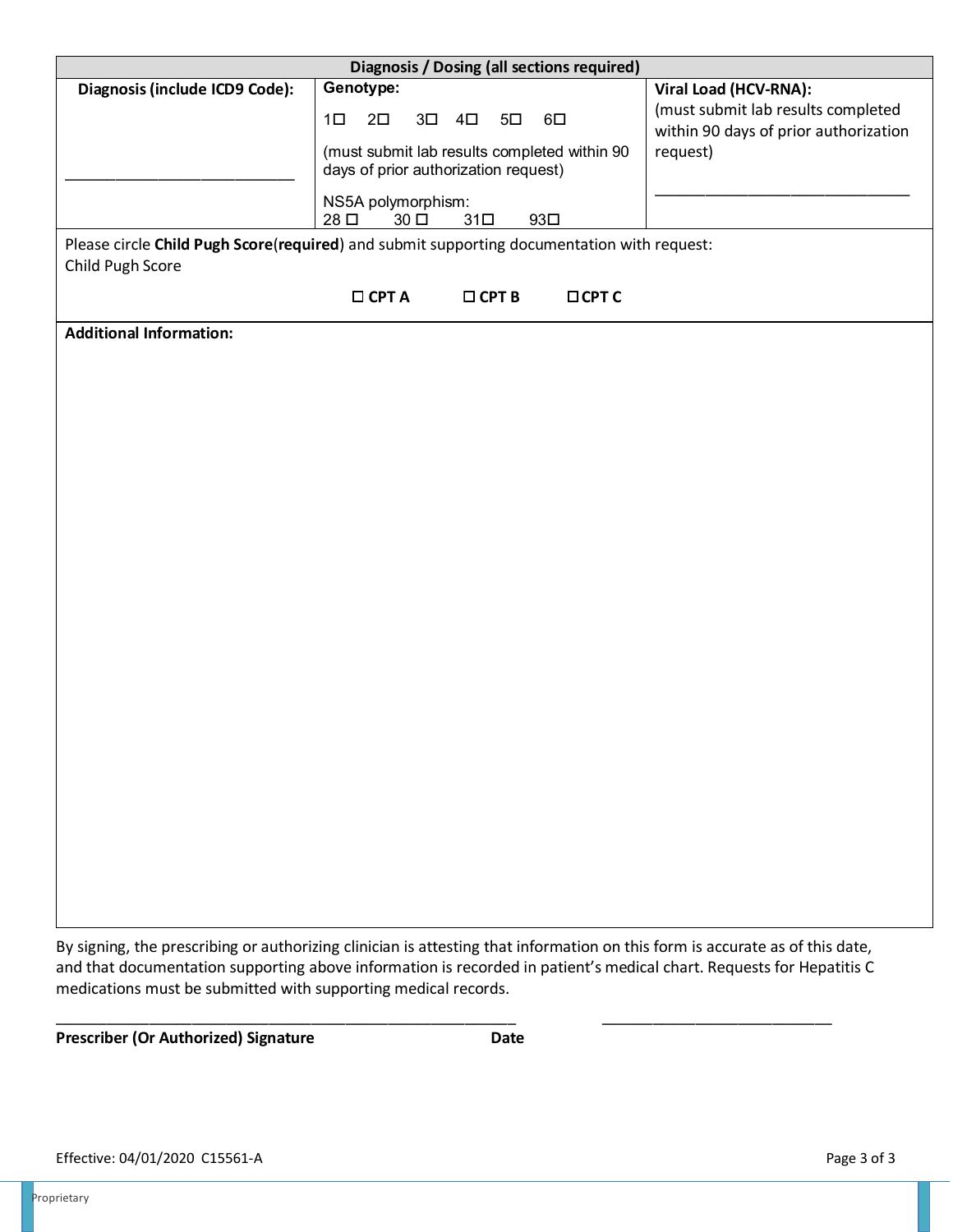| Diagnosis / Dosing (all sections required) | | |
|---|---|---|
| **Diagnosis (include ICD9 Code):** ______________________________ | **Genotype:** 1☐ 2☐ 3☐ 4☐ 5☐ 6☐ (must submit lab results completed within 90 days of prior authorization request) NS5A polymorphism: 28 ☐ 30 ☐ 31☐ 93☐ | **Viral Load (HCV-RNA):** (must submit lab results completed within 90 days of prior authorization request) ______________________________ |

Please circle **Child Pugh Score**(**required**) and submit supporting documentation with request:

Child Pugh Score

☐ **CPT A** ☐ **CPT B** ☐ **CPT C**

**Additional Information:**

By signing, the prescribing or authorizing clinician is attesting that information on this form is accurate as of this date, and that documentation supporting above information is recorded in patient's medical chart. Requests for Hepatitis C medications must be submitted with supporting medical records.

______________________________________________________ ______________________________

**Prescriber (Or Authorized) Signature** **Date**

Effective: 04/01/2020 C15561-A

Proprietary